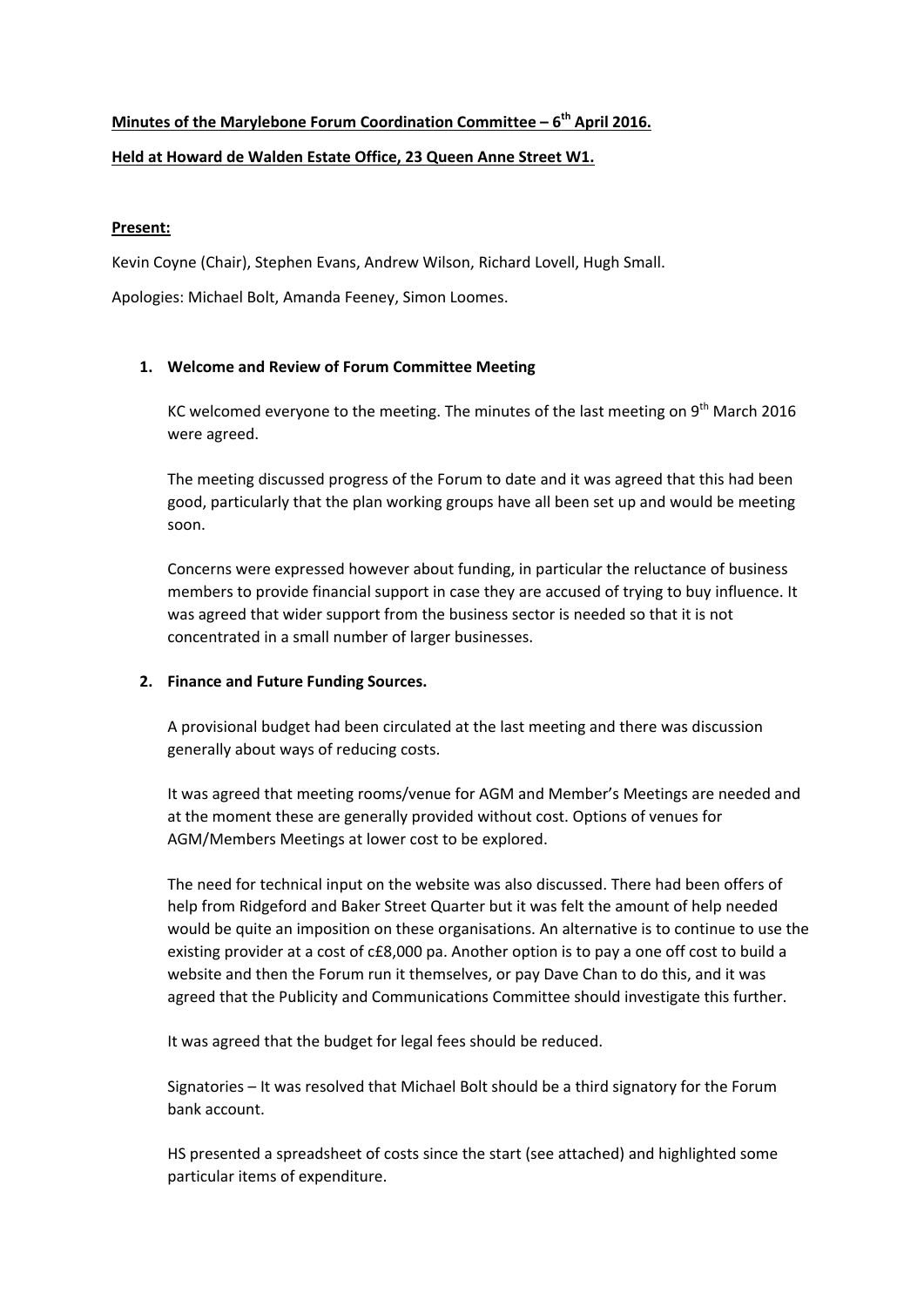**Minutes of the Marylebone Forum Coordination Committee – 6th April 2016.**

**Held at Howard de Walden Estate Office, 23 Queen Anne Street W1.**

**Present:**

Kevin Coyne (Chair), Stephen Evans, Andrew Wilson, Richard Lovell, Hugh Small.

Apologies: Michael Bolt, Amanda Feeney, Simon Loomes.

1. **Welcome and Review of Forum Committee Meeting**

   KC welcomed everyone to the meeting. The minutes of the last meeting on 9th March 2016 were agreed.

   The meeting discussed progress of the Forum to date and it was agreed that this had been good, particularly that the plan working groups have all been set up and would be meeting soon.

   Concerns were expressed however about funding, in particular the reluctance of business members to provide financial support in case they are accused of trying to buy influence. It was agreed that wider support from the business sector is needed so that it is not concentrated in a small number of larger businesses.

2. **Finance and Future Funding Sources.**

   A provisional budget had been circulated at the last meeting and there was discussion generally about ways of reducing costs.

   It was agreed that meeting rooms/venue for AGM and Member's Meetings are needed and at the moment these are generally provided without cost. Options of venues for AGM/Members Meetings at lower cost to be explored.

   The need for technical input on the website was also discussed. There had been offers of help from Ridgeford and Baker Street Quarter but it was felt the amount of help needed would be quite an imposition on these organisations. An alternative is to continue to use the existing provider at a cost of c£8,000 pa. Another option is to pay a one off cost to build a website and then the Forum run it themselves, or pay Dave Chan to do this, and it was agreed that the Publicity and Communications Committee should investigate this further.

   It was agreed that the budget for legal fees should be reduced.

   Signatories – It was resolved that Michael Bolt should be a third signatory for the Forum bank account.

   HS presented a spreadsheet of costs since the start (see attached) and highlighted some particular items of expenditure.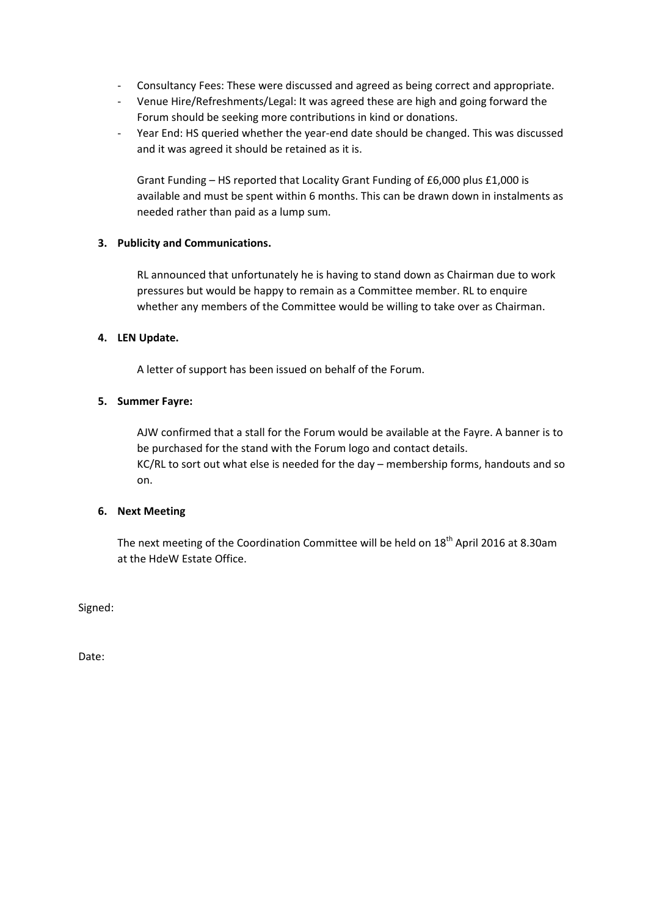- Consultancy Fees: These were discussed and agreed as being correct and appropriate.
- Venue Hire/Refreshments/Legal: It was agreed these are high and going forward the Forum should be seeking more contributions in kind or donations.
- Year End: HS queried whether the year-end date should be changed. This was discussed and it was agreed it should be retained as it is.

Grant Funding – HS reported that Locality Grant Funding of £6,000 plus £1,000 is available and must be spent within 6 months. This can be drawn down in instalments as needed rather than paid as a lump sum.

**3. Publicity and Communications.**

RL announced that unfortunately he is having to stand down as Chairman due to work pressures but would be happy to remain as a Committee member. RL to enquire whether any members of the Committee would be willing to take over as Chairman.

**4. LEN Update.**

A letter of support has been issued on behalf of the Forum.

**5. Summer Fayre:**

AJW confirmed that a stall for the Forum would be available at the Fayre. A banner is to be purchased for the stand with the Forum logo and contact details.
KC/RL to sort out what else is needed for the day – membership forms, handouts and so on.

**6. Next Meeting**

The next meeting of the Coordination Committee will be held on 18th April 2016 at 8.30am at the HdeW Estate Office.

Signed:

Date: